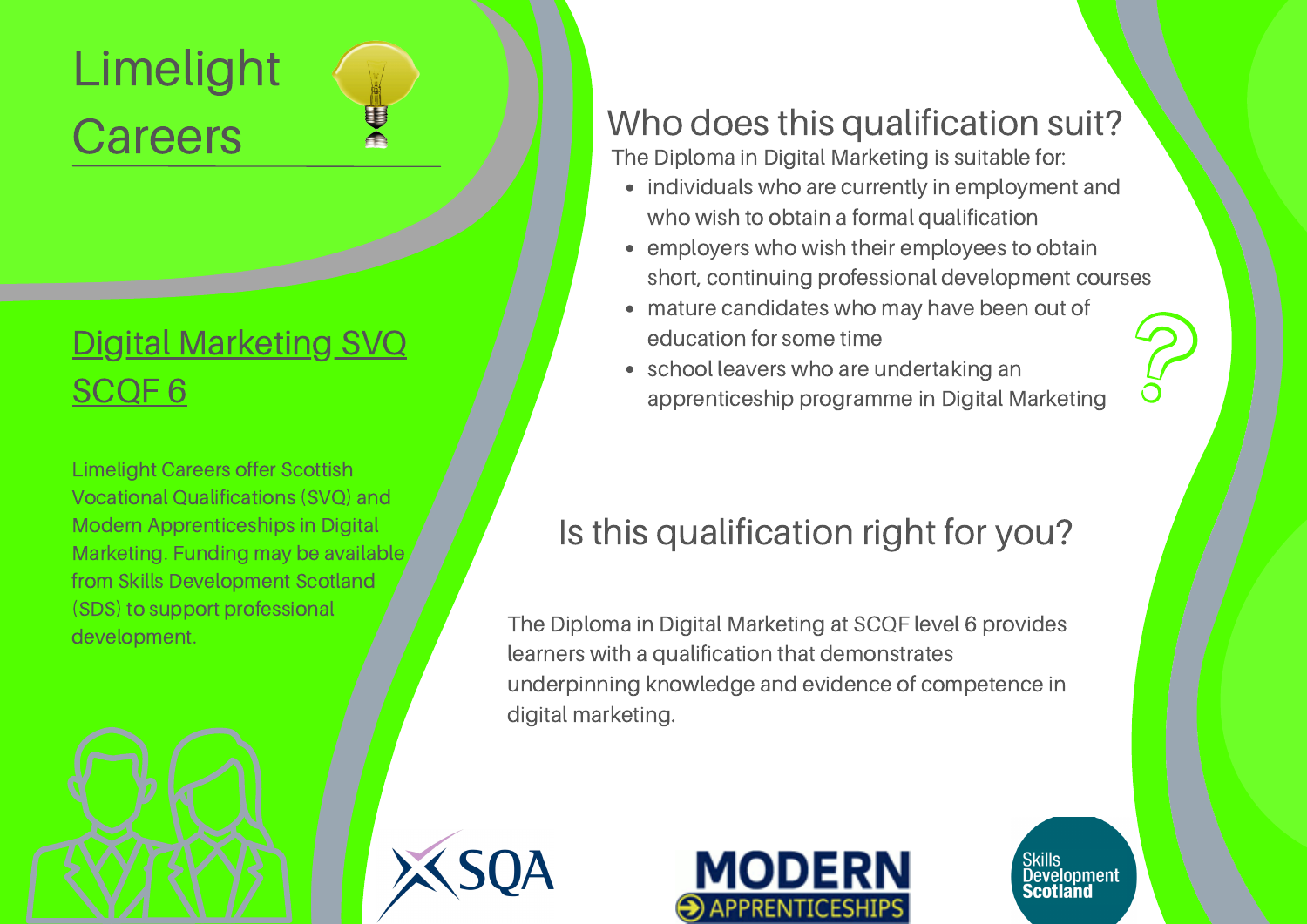# Limelight Careers

## Digital Marketing SVQ SCQF 6

Limelight Careers offer Scottish Vocational Qualifications (SVQ) and Modern Apprenticeships in Digital Marketing. Funding may be available from Skills Development Scotland (SDS) to support professional development.

## Who does this qualification suit?

The Diploma in Digital Marketing is suitable for:

- individuals who are currently in employment and who wish to obtain a formal qualification
- employers who wish their employees to obtain short, continuing professional development courses
- mature candidates who may have been out of education for some time
- school leavers who are undertaking an apprenticeship programme in Digital Marketing

## Is this qualification right for you?

The Diploma in Digital Marketing at SCQF level 6 provides learners with a qualification that demonstrates underpinning knowledge and evidence of competence in digital marketing.

SQA

MODERN APPRENTICESHIPS

Skills Development Scotland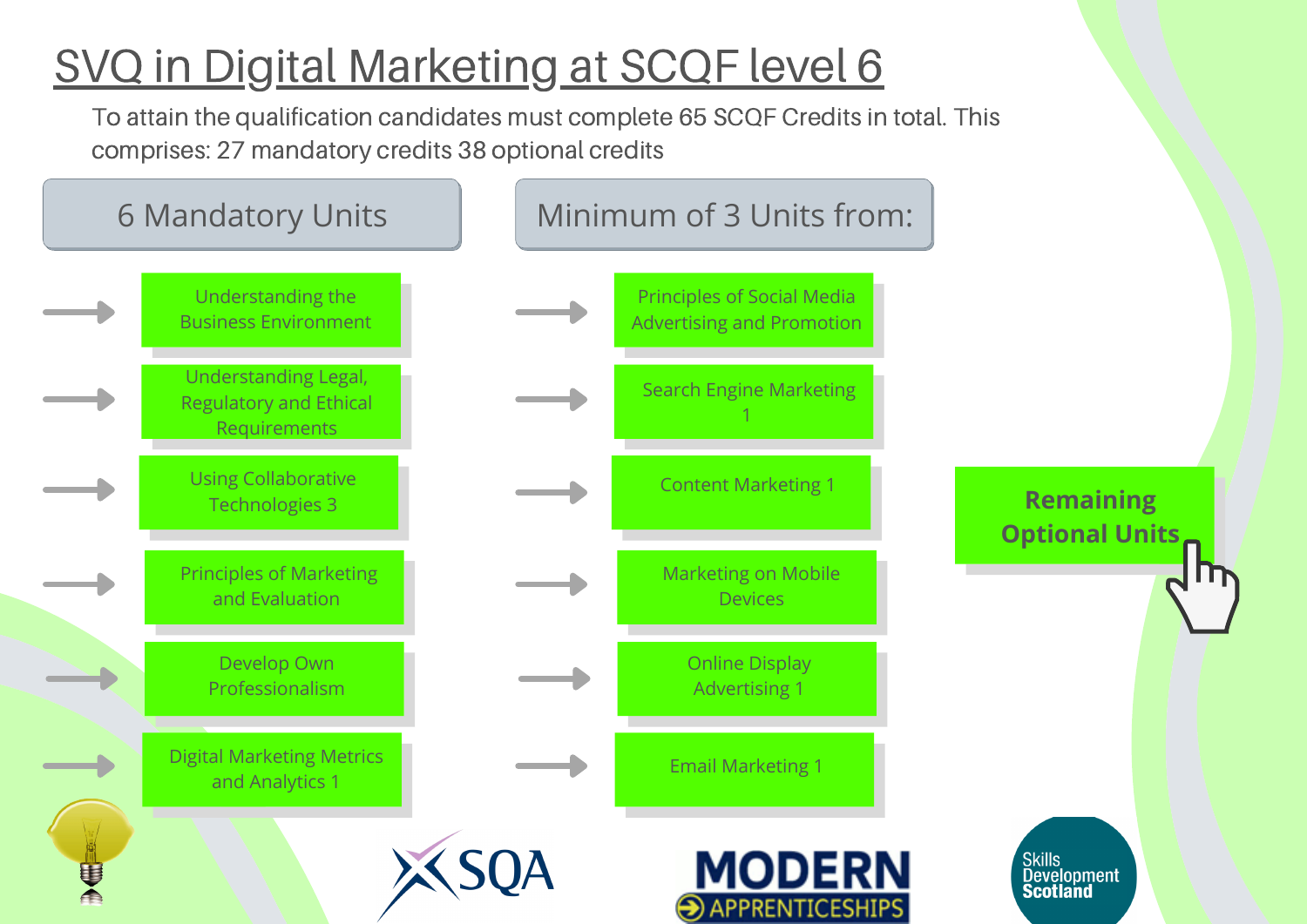# SVQ in Digital Marketing at SCQF level 6

To attain the qualification candidates must complete 65 SCQF Credits in total. This comprises: 27 mandatory credits 38 optional credits

## 6 Mandatory Units

- Understanding the Business Environment
- Understanding Legal, Regulatory and Ethical Requirements
- Using Collaborative Technologies 3
- Principles of Marketing and Evaluation
- Develop Own Professionalism
- Digital Marketing Metrics and Analytics 1

## Minimum of 3 Units from:

- Principles of Social Media Advertising and Promotion
- Search Engine Marketing 1
- Content Marketing 1
- Marketing on Mobile Devices
- Online Display Advertising 1
- Email Marketing 1

**Remaining Optional Units**

SQA

MODERN APPRENTICESHIPS

Skills Development Scotland